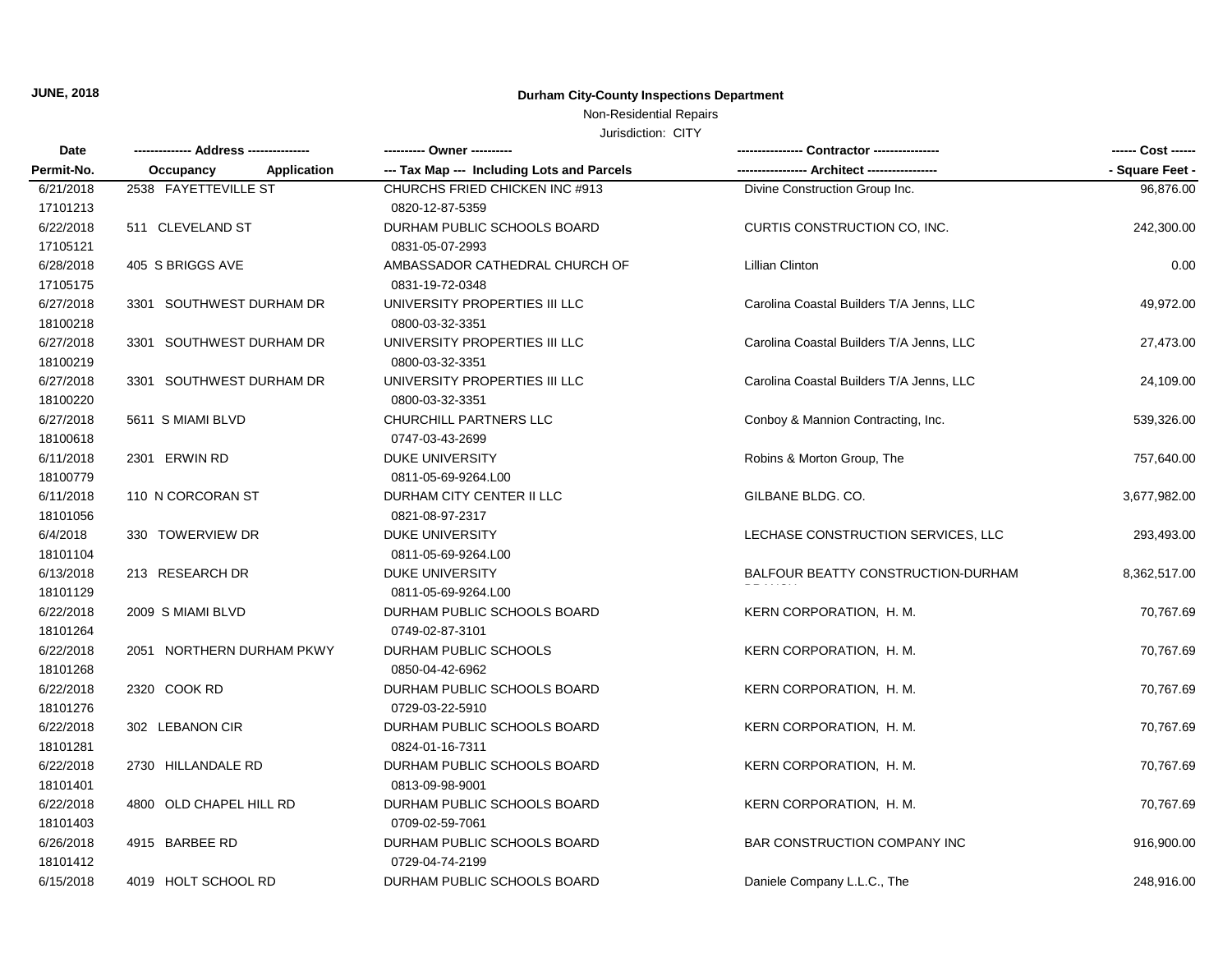**JUNE, 2018**

## Durham City-County Inspections Department

Non-Residential Repairs

Jurisdiction: CITY

| Date<br>Permit-No. | ------------- Address ---------------<br>Occupancy Application | ---------- Owner ----------<br>--- Tax Map --- Including Lots and Parcels | ---------------- Contractor ----------------<br>----------------- Architect ----------------- | ------ Cost ------<br>- Square Feet - |
|---|---|---|---|---|
| 6/21/2018<br>17101213 | 2538 FAYETTEVILLE ST | CHURCHS FRIED CHICKEN INC #913<br>0820-12-87-5359 | Divine Construction Group Inc. | 96,876.00 |
| 6/22/2018<br>17105121 | 511 CLEVELAND ST | DURHAM PUBLIC SCHOOLS BOARD<br>0831-05-07-2993 | CURTIS CONSTRUCTION CO, INC. | 242,300.00 |
| 6/28/2018<br>17105175 | 405 S BRIGGS AVE | AMBASSADOR CATHEDRAL CHURCH OF<br>0831-19-72-0348 | Lillian Clinton | 0.00 |
| 6/27/2018<br>18100218 | 3301 SOUTHWEST DURHAM DR | UNIVERSITY PROPERTIES III LLC<br>0800-03-32-3351 | Carolina Coastal Builders T/A Jenns, LLC | 49,972.00 |
| 6/27/2018<br>18100219 | 3301 SOUTHWEST DURHAM DR | UNIVERSITY PROPERTIES III LLC<br>0800-03-32-3351 | Carolina Coastal Builders T/A Jenns, LLC | 27,473.00 |
| 6/27/2018<br>18100220 | 3301 SOUTHWEST DURHAM DR | UNIVERSITY PROPERTIES III LLC<br>0800-03-32-3351 | Carolina Coastal Builders T/A Jenns, LLC | 24,109.00 |
| 6/27/2018<br>18100618 | 5611 S MIAMI BLVD | CHURCHILL PARTNERS LLC<br>0747-03-43-2699 | Conboy & Mannion Contracting, Inc. | 539,326.00 |
| 6/11/2018<br>18100779 | 2301 ERWIN RD | DUKE UNIVERSITY<br>0811-05-69-9264.L00 | Robins & Morton Group, The | 757,640.00 |
| 6/11/2018<br>18101056 | 110 N CORCORAN ST | DURHAM CITY CENTER II LLC<br>0821-08-97-2317 | GILBANE BLDG. CO. | 3,677,982.00 |
| 6/4/2018<br>18101104 | 330 TOWERVIEW DR | DUKE UNIVERSITY<br>0811-05-69-9264.L00 | LECHASE CONSTRUCTION SERVICES, LLC | 293,493.00 |
| 6/13/2018<br>18101129 | 213 RESEARCH DR | DUKE UNIVERSITY<br>0811-05-69-9264.L00 | BALFOUR BEATTY CONSTRUCTION-DURHAM | 8,362,517.00 |
| 6/22/2018<br>18101264 | 2009 S MIAMI BLVD | DURHAM PUBLIC SCHOOLS BOARD<br>0749-02-87-3101 | KERN CORPORATION, H. M. | 70,767.69 |
| 6/22/2018<br>18101268 | 2051 NORTHERN DURHAM PKWY | DURHAM PUBLIC SCHOOLS<br>0850-04-42-6962 | KERN CORPORATION, H. M. | 70,767.69 |
| 6/22/2018<br>18101276 | 2320 COOK RD | DURHAM PUBLIC SCHOOLS BOARD<br>0729-03-22-5910 | KERN CORPORATION, H. M. | 70,767.69 |
| 6/22/2018<br>18101281 | 302 LEBANON CIR | DURHAM PUBLIC SCHOOLS BOARD<br>0824-01-16-7311 | KERN CORPORATION, H. M. | 70,767.69 |
| 6/22/2018<br>18101401 | 2730 HILLANDALE RD | DURHAM PUBLIC SCHOOLS BOARD<br>0813-09-98-9001 | KERN CORPORATION, H. M. | 70,767.69 |
| 6/22/2018<br>18101403 | 4800 OLD CHAPEL HILL RD | DURHAM PUBLIC SCHOOLS BOARD<br>0709-02-59-7061 | KERN CORPORATION, H. M. | 70,767.69 |
| 6/26/2018<br>18101412 | 4915 BARBEE RD | DURHAM PUBLIC SCHOOLS BOARD<br>0729-04-74-2199 | BAR CONSTRUCTION COMPANY INC | 916,900.00 |
| 6/15/2018 | 4019 HOLT SCHOOL RD | DURHAM PUBLIC SCHOOLS BOARD | Daniele Company L.L.C., The | 248,916.00 |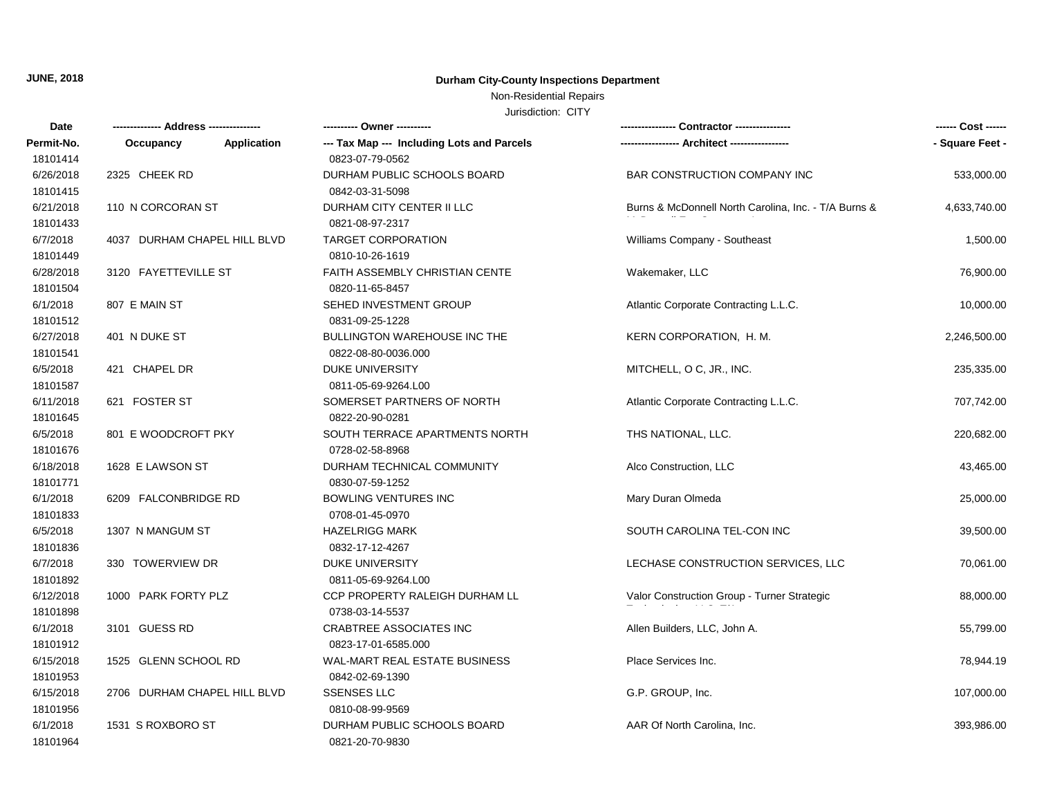**JUNE, 2018**

**Durham City-County Inspections Department**

Non-Residential Repairs

Jurisdiction: CITY

| Date<br>Permit-No. | ------------- Address -------------<br>Occupancy Application | ---------- Owner ----------<br>--- Tax Map --- Including Lots and Parcels | ---------------- Contractor ----------------<br>----------------- Architect ----------------- | ------ Cost ------<br>- Square Feet - |
|---|---|---|---|---|
| 18101414 | | 0823-07-79-0562 | | |
| 6/26/2018 | 2325 CHEEK RD | DURHAM PUBLIC SCHOOLS BOARD | BAR CONSTRUCTION COMPANY INC | 533,000.00 |
| 18101415 | | 0842-03-31-5098 | | |
| 6/21/2018 | 110 N CORCORAN ST | DURHAM CITY CENTER II LLC | Burns & McDonnell North Carolina, Inc. - T/A Burns & | 4,633,740.00 |
| 18101433 | | 0821-08-97-2317 | | |
| 6/7/2018 | 4037 DURHAM CHAPEL HILL BLVD | TARGET CORPORATION | Williams Company - Southeast | 1,500.00 |
| 18101449 | | 0810-10-26-1619 | | |
| 6/28/2018 | 3120 FAYETTEVILLE ST | FAITH ASSEMBLY CHRISTIAN CENTE | Wakemaker, LLC | 76,900.00 |
| 18101504 | | 0820-11-65-8457 | | |
| 6/1/2018 | 807 E MAIN ST | SEHED INVESTMENT GROUP | Atlantic Corporate Contracting L.L.C. | 10,000.00 |
| 18101512 | | 0831-09-25-1228 | | |
| 6/27/2018 | 401 N DUKE ST | BULLINGTON WAREHOUSE INC THE | KERN CORPORATION, H. M. | 2,246,500.00 |
| 18101541 | | 0822-08-80-0036.000 | | |
| 6/5/2018 | 421 CHAPEL DR | DUKE UNIVERSITY | MITCHELL, O C, JR., INC. | 235,335.00 |
| 18101587 | | 0811-05-69-9264.L00 | | |
| 6/11/2018 | 621 FOSTER ST | SOMERSET PARTNERS OF NORTH | Atlantic Corporate Contracting L.L.C. | 707,742.00 |
| 18101645 | | 0822-20-90-0281 | | |
| 6/5/2018 | 801 E WOODCROFT PKY | SOUTH TERRACE APARTMENTS NORTH | THS NATIONAL, LLC. | 220,682.00 |
| 18101676 | | 0728-02-58-8968 | | |
| 6/18/2018 | 1628 E LAWSON ST | DURHAM TECHNICAL COMMUNITY | Alco Construction, LLC | 43,465.00 |
| 18101771 | | 0830-07-59-1252 | | |
| 6/1/2018 | 6209 FALCONBRIDGE RD | BOWLING VENTURES INC | Mary Duran Olmeda | 25,000.00 |
| 18101833 | | 0708-01-45-0970 | | |
| 6/5/2018 | 1307 N MANGUM ST | HAZELRIGG MARK | SOUTH CAROLINA TEL-CON INC | 39,500.00 |
| 18101836 | | 0832-17-12-4267 | | |
| 6/7/2018 | 330 TOWERVIEW DR | DUKE UNIVERSITY | LECHASE CONSTRUCTION SERVICES, LLC | 70,061.00 |
| 18101892 | | 0811-05-69-9264.L00 | | |
| 6/12/2018 | 1000 PARK FORTY PLZ | CCP PROPERTY RALEIGH DURHAM LL | Valor Construction Group - Turner Strategic | 88,000.00 |
| 18101898 | | 0738-03-14-5537 | | |
| 6/1/2018 | 3101 GUESS RD | CRABTREE ASSOCIATES INC | Allen Builders, LLC, John A. | 55,799.00 |
| 18101912 | | 0823-17-01-6585.000 | | |
| 6/15/2018 | 1525 GLENN SCHOOL RD | WAL-MART REAL ESTATE BUSINESS | Place Services Inc. | 78,944.19 |
| 18101953 | | 0842-02-69-1390 | | |
| 6/15/2018 | 2706 DURHAM CHAPEL HILL BLVD | SSENSES LLC | G.P. GROUP, Inc. | 107,000.00 |
| 18101956 | | 0810-08-99-9569 | | |
| 6/1/2018 | 1531 S ROXBORO ST | DURHAM PUBLIC SCHOOLS BOARD | AAR Of North Carolina, Inc. | 393,986.00 |
| 18101964 | | 0821-20-70-9830 | | |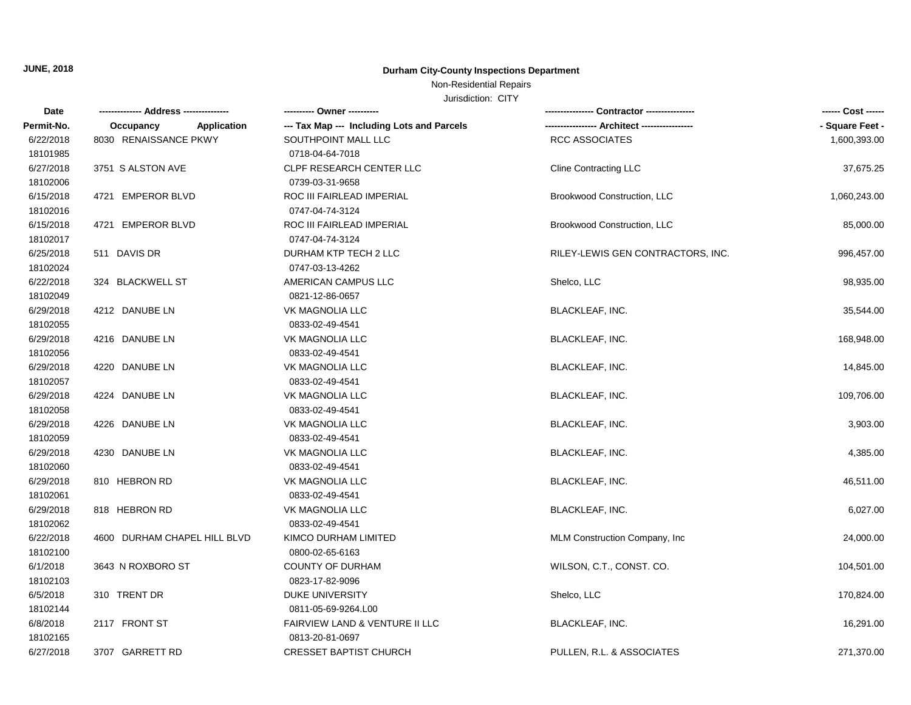**JUNE, 2018**

**Durham City-County Inspections Department**

Non-Residential Repairs

Jurisdiction: CITY

| Date<br>Permit-No. | -------------- Address --------------<br>Occupancy Application | ---------- Owner ----------<br>--- Tax Map --- Including Lots and Parcels | ---------------- Contractor ----------------<br>----------------- Architect ----------------- | ------ Cost ------<br>- Square Feet - |
|---|---|---|---|---|
| 6/22/2018<br>18101985 | 8030 RENAISSANCE PKWY | SOUTHPOINT MALL LLC<br>0718-04-64-7018 | RCC ASSOCIATES | 1,600,393.00 |
| 6/27/2018<br>18102006 | 3751 S ALSTON AVE | CLPF RESEARCH CENTER LLC<br>0739-03-31-9658 | Cline Contracting LLC | 37,675.25 |
| 6/15/2018<br>18102016 | 4721 EMPEROR BLVD | ROC III FAIRLEAD IMPERIAL<br>0747-04-74-3124 | Brookwood Construction, LLC | 1,060,243.00 |
| 6/15/2018<br>18102017 | 4721 EMPEROR BLVD | ROC III FAIRLEAD IMPERIAL<br>0747-04-74-3124 | Brookwood Construction, LLC | 85,000.00 |
| 6/25/2018<br>18102024 | 511 DAVIS DR | DURHAM KTP TECH 2 LLC<br>0747-03-13-4262 | RILEY-LEWIS GEN CONTRACTORS, INC. | 996,457.00 |
| 6/22/2018<br>18102049 | 324 BLACKWELL ST | AMERICAN CAMPUS LLC<br>0821-12-86-0657 | Shelco, LLC | 98,935.00 |
| 6/29/2018<br>18102055 | 4212 DANUBE LN | VK MAGNOLIA LLC<br>0833-02-49-4541 | BLACKLEAF, INC. | 35,544.00 |
| 6/29/2018<br>18102056 | 4216 DANUBE LN | VK MAGNOLIA LLC<br>0833-02-49-4541 | BLACKLEAF, INC. | 168,948.00 |
| 6/29/2018<br>18102057 | 4220 DANUBE LN | VK MAGNOLIA LLC<br>0833-02-49-4541 | BLACKLEAF, INC. | 14,845.00 |
| 6/29/2018<br>18102058 | 4224 DANUBE LN | VK MAGNOLIA LLC<br>0833-02-49-4541 | BLACKLEAF, INC. | 109,706.00 |
| 6/29/2018<br>18102059 | 4226 DANUBE LN | VK MAGNOLIA LLC<br>0833-02-49-4541 | BLACKLEAF, INC. | 3,903.00 |
| 6/29/2018<br>18102060 | 4230 DANUBE LN | VK MAGNOLIA LLC<br>0833-02-49-4541 | BLACKLEAF, INC. | 4,385.00 |
| 6/29/2018<br>18102061 | 810 HEBRON RD | VK MAGNOLIA LLC<br>0833-02-49-4541 | BLACKLEAF, INC. | 46,511.00 |
| 6/29/2018<br>18102062 | 818 HEBRON RD | VK MAGNOLIA LLC<br>0833-02-49-4541 | BLACKLEAF, INC. | 6,027.00 |
| 6/22/2018<br>18102100 | 4600 DURHAM CHAPEL HILL BLVD | KIMCO DURHAM LIMITED<br>0800-02-65-6163 | MLM Construction Company, Inc | 24,000.00 |
| 6/1/2018<br>18102103 | 3643 N ROXBORO ST | COUNTY OF DURHAM<br>0823-17-82-9096 | WILSON, C.T., CONST. CO. | 104,501.00 |
| 6/5/2018<br>18102144 | 310 TRENT DR | DUKE UNIVERSITY<br>0811-05-69-9264.L00 | Shelco, LLC | 170,824.00 |
| 6/8/2018<br>18102165 | 2117 FRONT ST | FAIRVIEW LAND & VENTURE II LLC<br>0813-20-81-0697 | BLACKLEAF, INC. | 16,291.00 |
| 6/27/2018 | 3707 GARRETT RD | CRESSET BAPTIST CHURCH | PULLEN, R.L. & ASSOCIATES | 271,370.00 |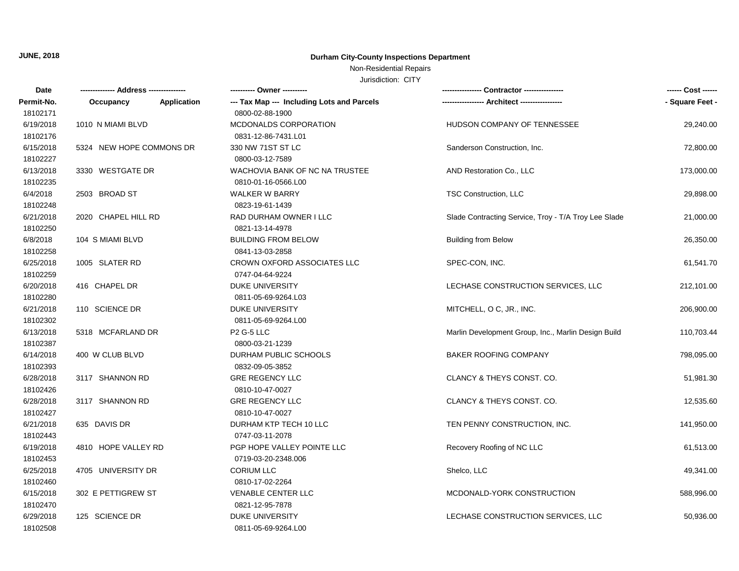**JUNE, 2018**

**Durham City-County Inspections Department**

Non-Residential Repairs

Jurisdiction: CITY

| Date<br>Permit-No. | Address<br>Occupancy / Application | Owner<br>--- Tax Map --- Including Lots and Parcels | Contractor<br>Architect | Cost<br>- Square Feet - |
|---|---|---|---|---|
| 18102171 | | 0800-02-88-1900 | | |
| 6/19/2018 | 1010 N MIAMI BLVD | MCDONALDS CORPORATION | HUDSON COMPANY OF TENNESSEE | 29,240.00 |
| 18102176 | | 0831-12-86-7431.L01 | | |
| 6/15/2018 | 5324 NEW HOPE COMMONS DR | 330 NW 71ST ST LC | Sanderson Construction, Inc. | 72,800.00 |
| 18102227 | | 0800-03-12-7589 | | |
| 6/13/2018 | 3330 WESTGATE DR | WACHOVIA BANK OF NC NA TRUSTEE | AND Restoration Co., LLC | 173,000.00 |
| 18102235 | | 0810-01-16-0566.L00 | | |
| 6/4/2018 | 2503 BROAD ST | WALKER W BARRY | TSC Construction, LLC | 29,898.00 |
| 18102248 | | 0823-19-61-1439 | | |
| 6/21/2018 | 2020 CHAPEL HILL RD | RAD DURHAM OWNER I LLC | Slade Contracting Service, Troy - T/A Troy Lee Slade | 21,000.00 |
| 18102250 | | 0821-13-14-4978 | | |
| 6/8/2018 | 104 S MIAMI BLVD | BUILDING FROM BELOW | Building from Below | 26,350.00 |
| 18102258 | | 0841-13-03-2858 | | |
| 6/25/2018 | 1005 SLATER RD | CROWN OXFORD ASSOCIATES LLC | SPEC-CON, INC. | 61,541.70 |
| 18102259 | | 0747-04-64-9224 | | |
| 6/20/2018 | 416 CHAPEL DR | DUKE UNIVERSITY | LECHASE CONSTRUCTION SERVICES, LLC | 212,101.00 |
| 18102280 | | 0811-05-69-9264.L03 | | |
| 6/21/2018 | 110 SCIENCE DR | DUKE UNIVERSITY | MITCHELL, O C, JR., INC. | 206,900.00 |
| 18102302 | | 0811-05-69-9264.L00 | | |
| 6/13/2018 | 5318 MCFARLAND DR | P2 G-5 LLC | Marlin Development Group, Inc., Marlin Design Build | 110,703.44 |
| 18102387 | | 0800-03-21-1239 | | |
| 6/14/2018 | 400 W CLUB BLVD | DURHAM PUBLIC SCHOOLS | BAKER ROOFING COMPANY | 798,095.00 |
| 18102393 | | 0832-09-05-3852 | | |
| 6/28/2018 | 3117 SHANNON RD | GRE REGENCY LLC | CLANCY & THEYS CONST. CO. | 51,981.30 |
| 18102426 | | 0810-10-47-0027 | | |
| 6/28/2018 | 3117 SHANNON RD | GRE REGENCY LLC | CLANCY & THEYS CONST. CO. | 12,535.60 |
| 18102427 | | 0810-10-47-0027 | | |
| 6/21/2018 | 635 DAVIS DR | DURHAM KTP TECH 10 LLC | TEN PENNY CONSTRUCTION, INC. | 141,950.00 |
| 18102443 | | 0747-03-11-2078 | | |
| 6/19/2018 | 4810 HOPE VALLEY RD | PGP HOPE VALLEY POINTE LLC | Recovery Roofing of NC LLC | 61,513.00 |
| 18102453 | | 0719-03-20-2348.006 | | |
| 6/25/2018 | 4705 UNIVERSITY DR | CORIUM LLC | Shelco, LLC | 49,341.00 |
| 18102460 | | 0810-17-02-2264 | | |
| 6/15/2018 | 302 E PETTIGREW ST | VENABLE CENTER LLC | MCDONALD-YORK CONSTRUCTION | 588,996.00 |
| 18102470 | | 0821-12-95-7878 | | |
| 6/29/2018 | 125 SCIENCE DR | DUKE UNIVERSITY | LECHASE CONSTRUCTION SERVICES, LLC | 50,936.00 |
| 18102508 | | 0811-05-69-9264.L00 | | |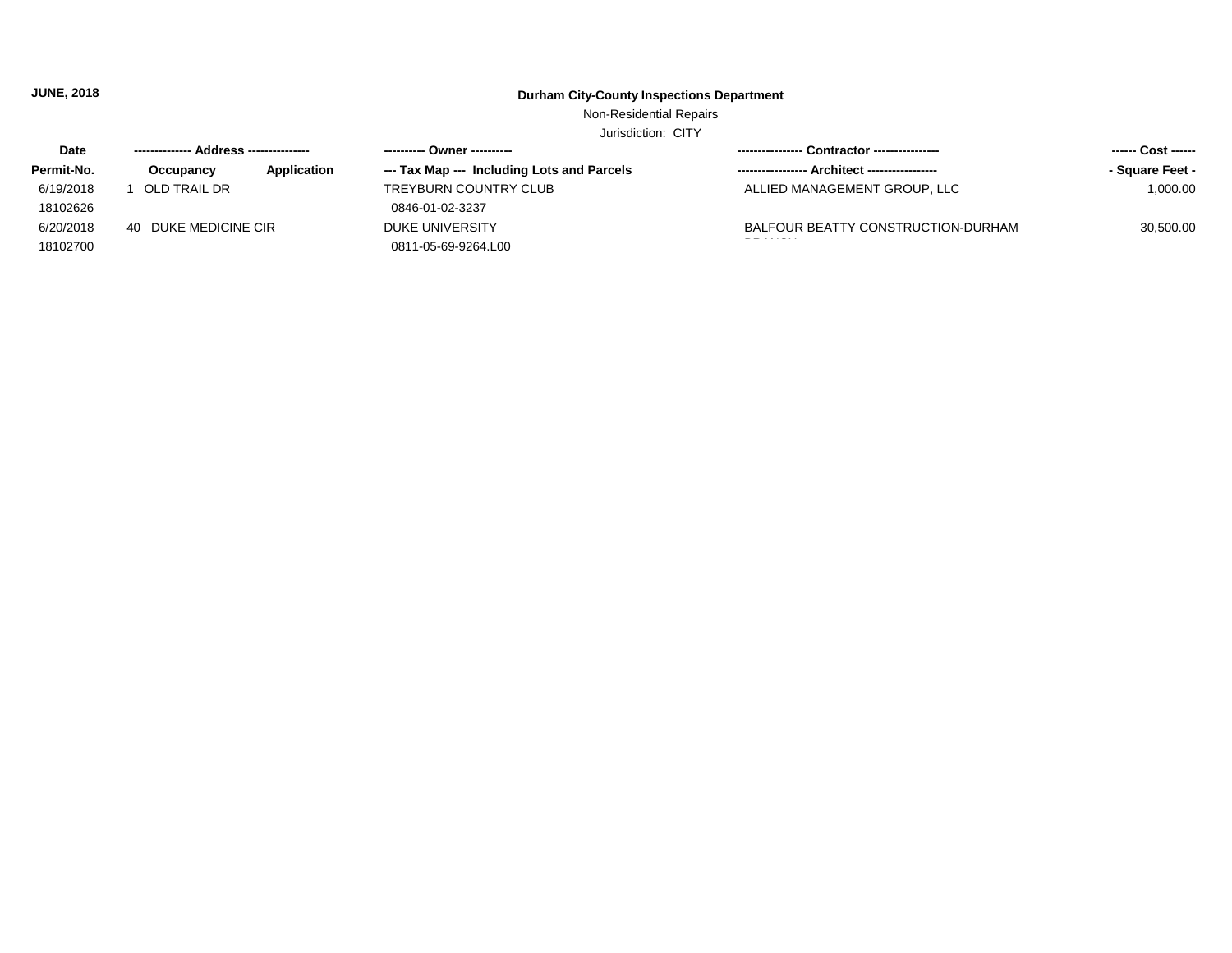**JUNE, 2018**

**Durham City-County Inspections Department**

Non-Residential Repairs

Jurisdiction: CITY

| Date<br>Permit-No. | -------------- Address --------------<br>Occupancy | <br>Application | ---------- Owner ----------<br>--- Tax Map --- Including Lots and Parcels | ---------------- Contractor ----------------<br>----------------- Architect ----------------- | ------ Cost ------<br>- Square Feet - |
|---|---|---|---|---|---|
| 6/19/2018<br>18102626 | 1 OLD TRAIL DR | | TREYBURN COUNTRY CLUB<br>0846-01-02-3237 | ALLIED MANAGEMENT GROUP, LLC | 1,000.00 |
| 6/20/2018<br>18102700 | 40 DUKE MEDICINE CIR | | DUKE UNIVERSITY<br>0811-05-69-9264.L00 | BALFOUR BEATTY CONSTRUCTION-DURHAM BRANCH | 30,500.00 |